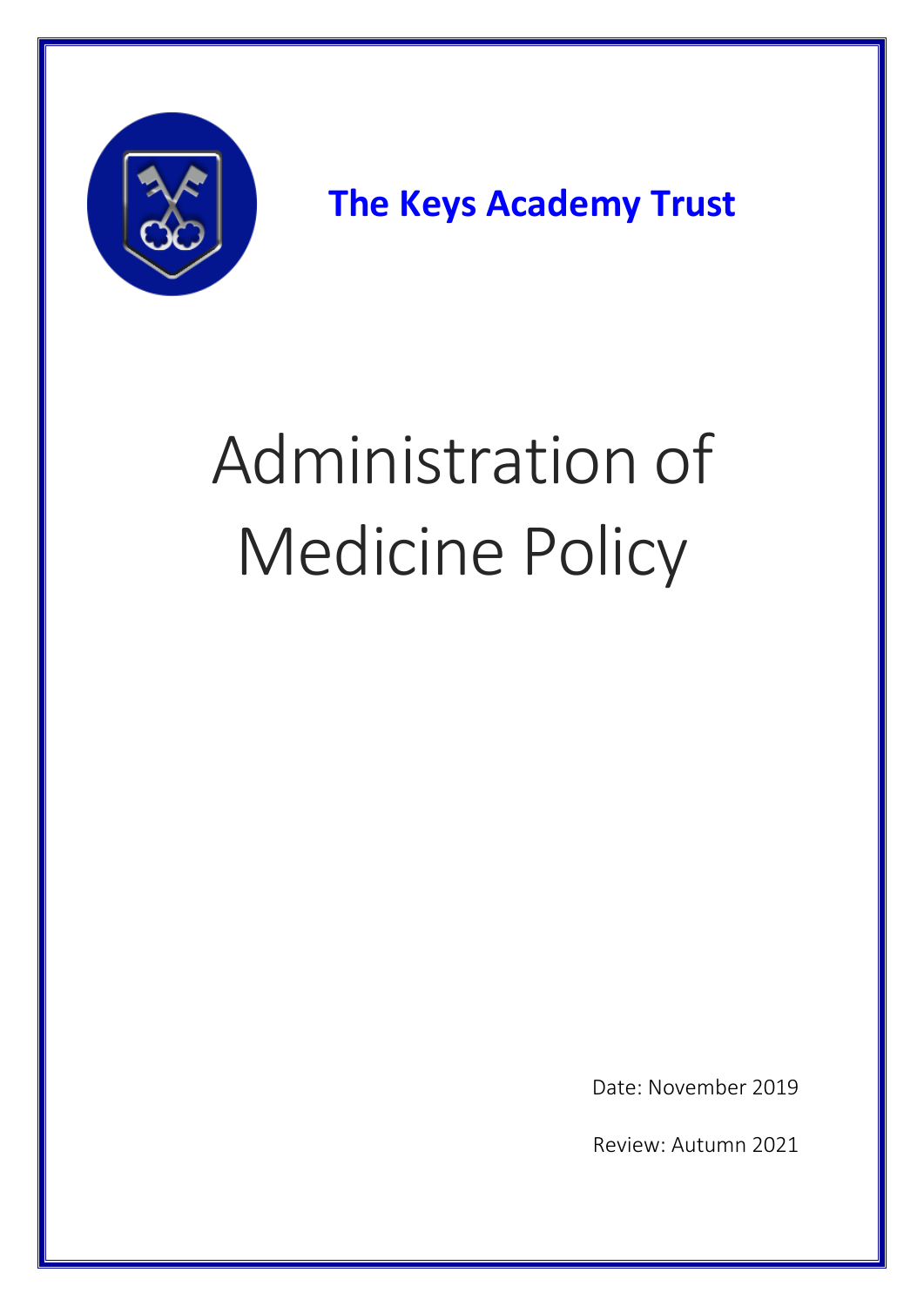**The Keys Academy Trust**

# Administration of Medicine Policy

Date: November 2019

Review: Autumn 2021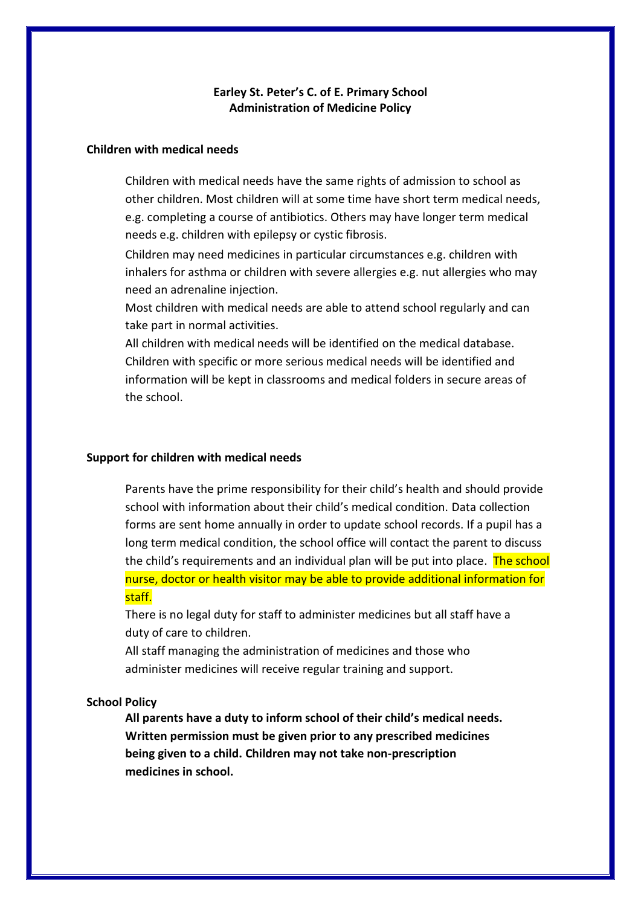**Earley St. Peter's C. of E. Primary School**
**Administration of Medicine Policy**

**Children with medical needs**

Children with medical needs have the same rights of admission to school as other children. Most children will at some time have short term medical needs, e.g. completing a course of antibiotics. Others may have longer term medical needs e.g. children with epilepsy or cystic fibrosis.

Children may need medicines in particular circumstances e.g. children with inhalers for asthma or children with severe allergies e.g. nut allergies who may need an adrenaline injection.

Most children with medical needs are able to attend school regularly and can take part in normal activities.

All children with medical needs will be identified on the medical database. Children with specific or more serious medical needs will be identified and information will be kept in classrooms and medical folders in secure areas of the school.

**Support for children with medical needs**

Parents have the prime responsibility for their child's health and should provide school with information about their child's medical condition. Data collection forms are sent home annually in order to update school records. If a pupil has a long term medical condition, the school office will contact the parent to discuss the child's requirements and an individual plan will be put into place. The school nurse, doctor or health visitor may be able to provide additional information for staff.

There is no legal duty for staff to administer medicines but all staff have a duty of care to children.

All staff managing the administration of medicines and those who administer medicines will receive regular training and support.

**School Policy**

**All parents have a duty to inform school of their child's medical needs. Written permission must be given prior to any prescribed medicines being given to a child. Children may not take non-prescription medicines in school.**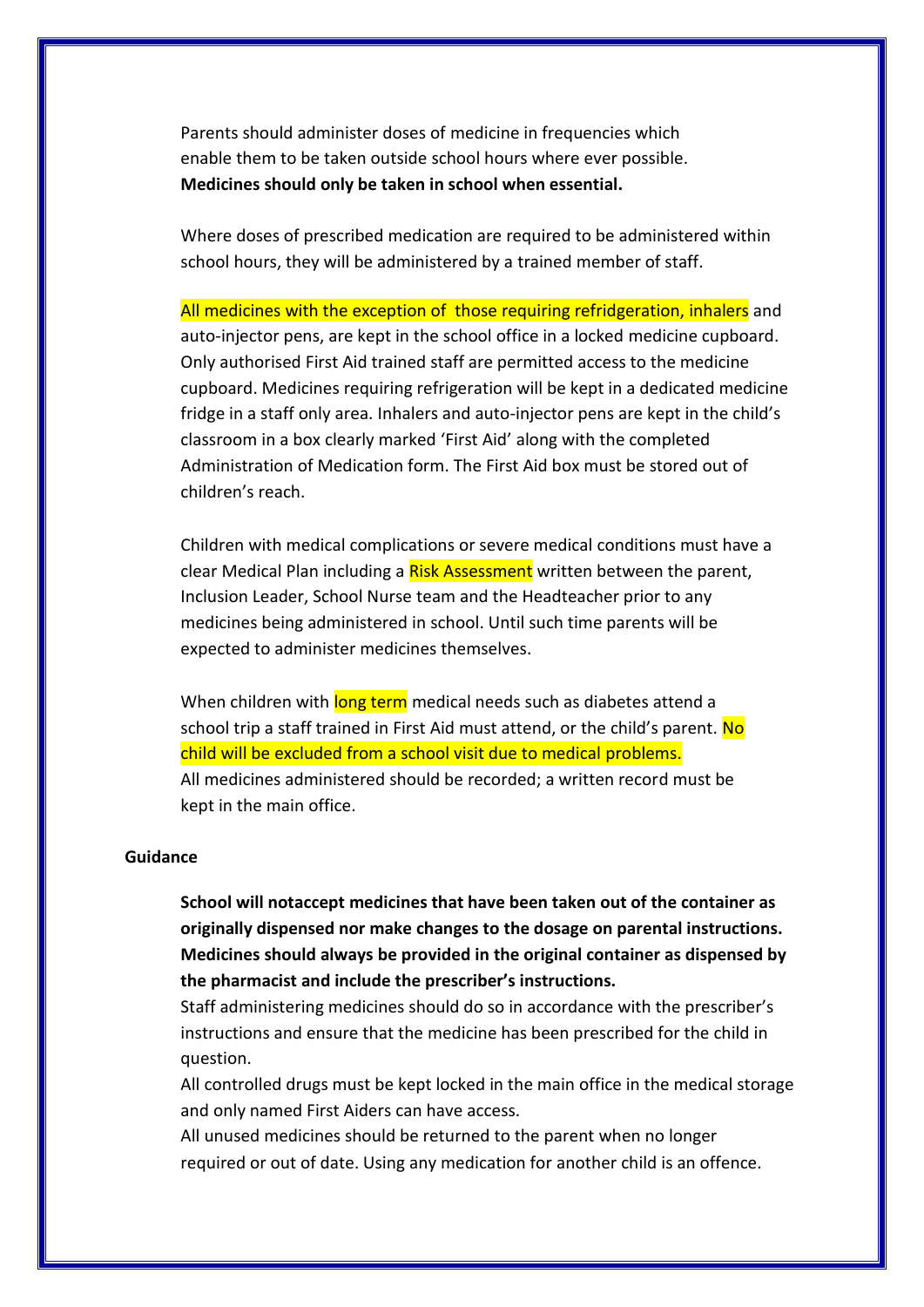Parents should administer doses of medicine in frequencies which enable them to be taken outside school hours where ever possible. **Medicines should only be taken in school when essential.**

Where doses of prescribed medication are required to be administered within school hours, they will be administered by a trained member of staff.

All medicines with the exception of  those requiring refridgeration, inhalers and auto-injector pens, are kept in the school office in a locked medicine cupboard. Only authorised First Aid trained staff are permitted access to the medicine cupboard. Medicines requiring refrigeration will be kept in a dedicated medicine fridge in a staff only area. Inhalers and auto-injector pens are kept in the child's classroom in a box clearly marked 'First Aid' along with the completed Administration of Medication form. The First Aid box must be stored out of children's reach.

Children with medical complications or severe medical conditions must have a clear Medical Plan including a Risk Assessment written between the parent, Inclusion Leader, School Nurse team and the Headteacher prior to any medicines being administered in school. Until such time parents will be expected to administer medicines themselves.

When children with long term medical needs such as diabetes attend a school trip a staff trained in First Aid must attend, or the child's parent. No child will be excluded from a school visit due to medical problems.
All medicines administered should be recorded; a written record must be kept in the main office.

**Guidance**

**School will notaccept medicines that have been taken out of the container as originally dispensed nor make changes to the dosage on parental instructions. Medicines should always be provided in the original container as dispensed by the pharmacist and include the prescriber's instructions.**
Staff administering medicines should do so in accordance with the prescriber's instructions and ensure that the medicine has been prescribed for the child in question.
All controlled drugs must be kept locked in the main office in the medical storage and only named First Aiders can have access.
All unused medicines should be returned to the parent when no longer required or out of date. Using any medication for another child is an offence.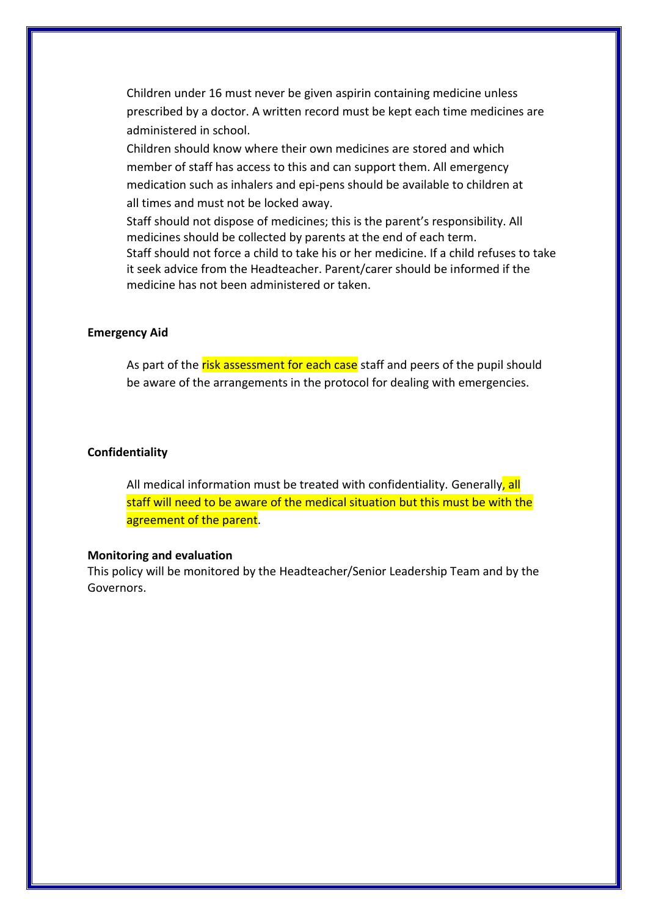Children under 16 must never be given aspirin containing medicine unless prescribed by a doctor. A written record must be kept each time medicines are administered in school.

Children should know where their own medicines are stored and which member of staff has access to this and can support them. All emergency medication such as inhalers and epi-pens should be available to children at all times and must not be locked away.

Staff should not dispose of medicines; this is the parent's responsibility. All medicines should be collected by parents at the end of each term.

Staff should not force a child to take his or her medicine. If a child refuses to take it seek advice from the Headteacher. Parent/carer should be informed if the medicine has not been administered or taken.

**Emergency Aid**

As part of the risk assessment for each case staff and peers of the pupil should be aware of the arrangements in the protocol for dealing with emergencies.

**Confidentiality**

All medical information must be treated with confidentiality. Generally, all staff will need to be aware of the medical situation but this must be with the agreement of the parent.

**Monitoring and evaluation**

This policy will be monitored by the Headteacher/Senior Leadership Team and by the Governors.